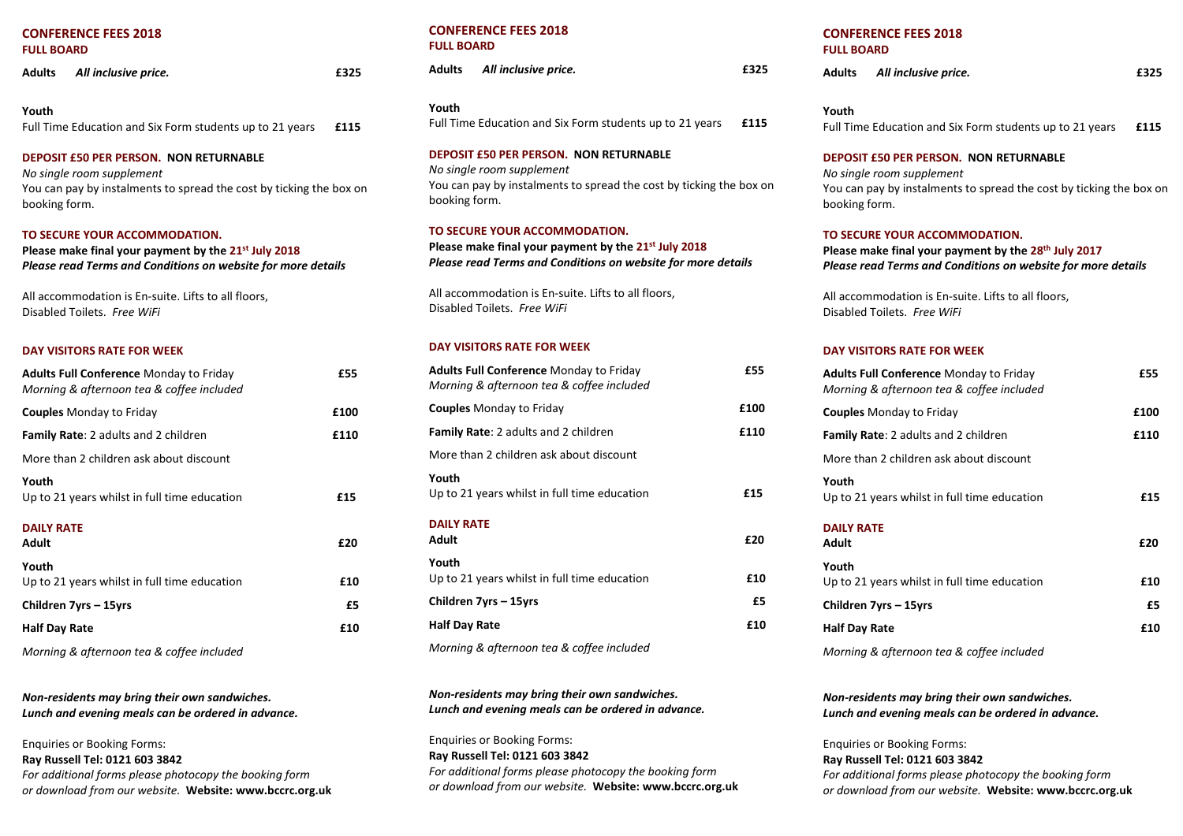## CONFERENCE FEES 2018

**FULL BOARD**

| | |
|---|---|
| **Adults** ***All inclusive price.*** | **£325** |
| **Youth** Full Time Education and Six Form students up to 21 years | **£115** |

**DEPOSIT £50 PER PERSON. NON RETURNABLE**

*No single room supplement*

You can pay by instalments to spread the cost by ticking the box on booking form.

**TO SECURE YOUR ACCOMMODATION.**

**Please make final your payment by the 21st July 2018**

***Please read Terms and Conditions on website for more details***

All accommodation is En-suite. Lifts to all floors, Disabled Toilets. *Free WiFi*

**DAY VISITORS RATE FOR WEEK**

| | |
|---|---|
| **Adults Full Conference** Monday to Friday *Morning & afternoon tea & coffee included* | **£55** |
| **Couples** Monday to Friday | **£100** |
| **Family Rate**: 2 adults and 2 children | **£110** |
| More than 2 children ask about discount | |
| **Youth** Up to 21 years whilst in full time education | **£15** |

**DAILY RATE**

| | |
|---|---|
| **Adult** | **£20** |
| **Youth** Up to 21 years whilst in full time education | **£10** |
| **Children 7yrs – 15yrs** | **£5** |
| **Half Day Rate** | **£10** |

*Morning & afternoon tea & coffee included*

***Non-residents may bring their own sandwiches.***
***Lunch and evening meals can be ordered in advance.***

Enquiries or Booking Forms:
**Ray Russell Tel: 0121 603 3842**
*For additional forms please photocopy the booking form or download from our website.* **Website: www.bccrc.org.uk**

## CONFERENCE FEES 2018

**FULL BOARD**

| | |
|---|---|
| **Adults** ***All inclusive price.*** | **£325** |
| **Youth** Full Time Education and Six Form students up to 21 years | **£115** |

**DEPOSIT £50 PER PERSON. NON RETURNABLE**

*No single room supplement*

You can pay by instalments to spread the cost by ticking the box on booking form.

**TO SECURE YOUR ACCOMMODATION.**

**Please make final your payment by the 21st July 2018**

***Please read Terms and Conditions on website for more details***

All accommodation is En-suite. Lifts to all floors, Disabled Toilets. *Free WiFi*

**DAY VISITORS RATE FOR WEEK**

| | |
|---|---|
| **Adults Full Conference** Monday to Friday *Morning & afternoon tea & coffee included* | **£55** |
| **Couples** Monday to Friday | **£100** |
| **Family Rate**: 2 adults and 2 children | **£110** |
| More than 2 children ask about discount | |
| **Youth** Up to 21 years whilst in full time education | **£15** |

**DAILY RATE**

| | |
|---|---|
| **Adult** | **£20** |
| **Youth** Up to 21 years whilst in full time education | **£10** |
| **Children 7yrs – 15yrs** | **£5** |
| **Half Day Rate** | **£10** |

*Morning & afternoon tea & coffee included*

***Non-residents may bring their own sandwiches.***
***Lunch and evening meals can be ordered in advance.***

Enquiries or Booking Forms:
**Ray Russell Tel: 0121 603 3842**
*For additional forms please photocopy the booking form or download from our website.* **Website: www.bccrc.org.uk**

## CONFERENCE FEES 2018

**FULL BOARD**

| | |
|---|---|
| **Adults** ***All inclusive price.*** | **£325** |
| **Youth** Full Time Education and Six Form students up to 21 years | **£115** |

**DEPOSIT £50 PER PERSON. NON RETURNABLE**

*No single room supplement*

You can pay by instalments to spread the cost by ticking the box on booking form.

**TO SECURE YOUR ACCOMMODATION.**

**Please make final your payment by the 28th July 2017**

***Please read Terms and Conditions on website for more details***

All accommodation is En-suite. Lifts to all floors, Disabled Toilets. *Free WiFi*

**DAY VISITORS RATE FOR WEEK**

| | |
|---|---|
| **Adults Full Conference** Monday to Friday *Morning & afternoon tea & coffee included* | **£55** |
| **Couples** Monday to Friday | **£100** |
| **Family Rate**: 2 adults and 2 children | **£110** |
| More than 2 children ask about discount | |
| **Youth** Up to 21 years whilst in full time education | **£15** |

**DAILY RATE**

| | |
|---|---|
| **Adult** | **£20** |
| **Youth** Up to 21 years whilst in full time education | **£10** |
| **Children 7yrs – 15yrs** | **£5** |
| **Half Day Rate** | **£10** |

*Morning & afternoon tea & coffee included*

***Non-residents may bring their own sandwiches.***
***Lunch and evening meals can be ordered in advance.***

Enquiries or Booking Forms:
**Ray Russell Tel: 0121 603 3842**
*For additional forms please photocopy the booking form or download from our website.* **Website: www.bccrc.org.uk**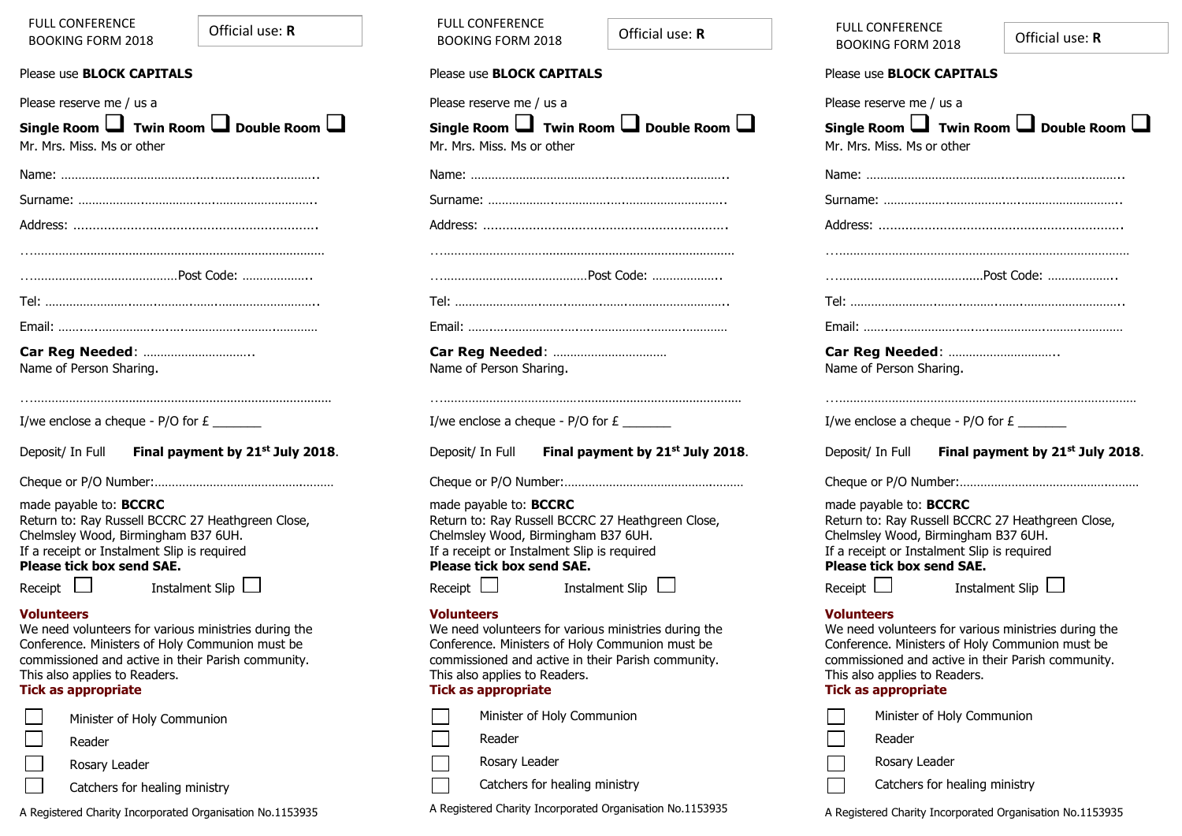FULL CONFERENCE
BOOKING FORM 2018

Official use: **R**

Please use **BLOCK CAPITALS**

Please reserve me / us a

**Single Room** ☐ **Twin Room** ☐ **Double Room** ☐

Mr. Mrs. Miss. Ms or other

Name: ………………………………………………………………..

Surname: ………………………………………………………..

Address: ……………………………………………………………

…………………………………………………………………………

……………………………………Post Code: ………………..

Tel: ……………………………………………………………………..

Email: ……………………………………………………………

**Car Reg Needed**: …………………………..

Name of Person Sharing.

…………………………………………………………………………

I/we enclose a cheque - P/O for £ _______

Deposit/ In Full **Final payment by 21st July 2018**.

Cheque or P/O Number:……………………………………………

made payable to: **BCCRC**
Return to: Ray Russell BCCRC 27 Heathgreen Close, Chelmsley Wood, Birmingham B37 6UH.
If a receipt or Instalment Slip is required
**Please tick box send SAE.**

Receipt ☐ Instalment Slip ☐

**Volunteers**

We need volunteers for various ministries during the Conference. Ministers of Holy Communion must be commissioned and active in their Parish community. This also applies to Readers.

**Tick as appropriate**

☐ Minister of Holy Communion

☐ Reader

☐ Rosary Leader

☐ Catchers for healing ministry

A Registered Charity Incorporated Organisation No.1153935

---

FULL CONFERENCE
BOOKING FORM 2018

Official use: **R**

Please use **BLOCK CAPITALS**

Please reserve me / us a

**Single Room** ☐ **Twin Room** ☐ **Double Room** ☐

Mr. Mrs. Miss. Ms or other

Name: ………………………………………………………………..

Surname: ………………………………………………………..

Address: ……………………………………………………………

…………………………………………………………………………

……………………………………Post Code: ………………..

Tel: ……………………………………………………………………..

Email: ……………………………………………………………

**Car Reg Needed**: …………………………..

Name of Person Sharing.

…………………………………………………………………………

I/we enclose a cheque - P/O for £ _______

Deposit/ In Full **Final payment by 21st July 2018**.

Cheque or P/O Number:……………………………………………

made payable to: **BCCRC**
Return to: Ray Russell BCCRC 27 Heathgreen Close, Chelmsley Wood, Birmingham B37 6UH.
If a receipt or Instalment Slip is required
**Please tick box send SAE.**

Receipt ☐ Instalment Slip ☐

**Volunteers**

We need volunteers for various ministries during the Conference. Ministers of Holy Communion must be commissioned and active in their Parish community. This also applies to Readers.

**Tick as appropriate**

☐ Minister of Holy Communion

☐ Reader

☐ Rosary Leader

☐ Catchers for healing ministry

A Registered Charity Incorporated Organisation No.1153935

---

FULL CONFERENCE
BOOKING FORM 2018

Official use: **R**

Please use **BLOCK CAPITALS**

Please reserve me / us a

**Single Room** ☐ **Twin Room** ☐ **Double Room** ☐

Mr. Mrs. Miss. Ms or other

Name: ………………………………………………………………..

Surname: ………………………………………………………..

Address: ……………………………………………………………

…………………………………………………………………………

……………………………………Post Code: ………………..

Tel: ……………………………………………………………………..

Email: ……………………………………………………………

**Car Reg Needed**: …………………………..

Name of Person Sharing.

…………………………………………………………………………

I/we enclose a cheque - P/O for £ _______

Deposit/ In Full **Final payment by 21st July 2018**.

Cheque or P/O Number:……………………………………………

made payable to: **BCCRC**
Return to: Ray Russell BCCRC 27 Heathgreen Close, Chelmsley Wood, Birmingham B37 6UH.
If a receipt or Instalment Slip is required
**Please tick box send SAE.**

Receipt ☐ Instalment Slip ☐

**Volunteers**

We need volunteers for various ministries during the Conference. Ministers of Holy Communion must be commissioned and active in their Parish community. This also applies to Readers.

**Tick as appropriate**

☐ Minister of Holy Communion

☐ Reader

☐ Rosary Leader

☐ Catchers for healing ministry

A Registered Charity Incorporated Organisation No.1153935